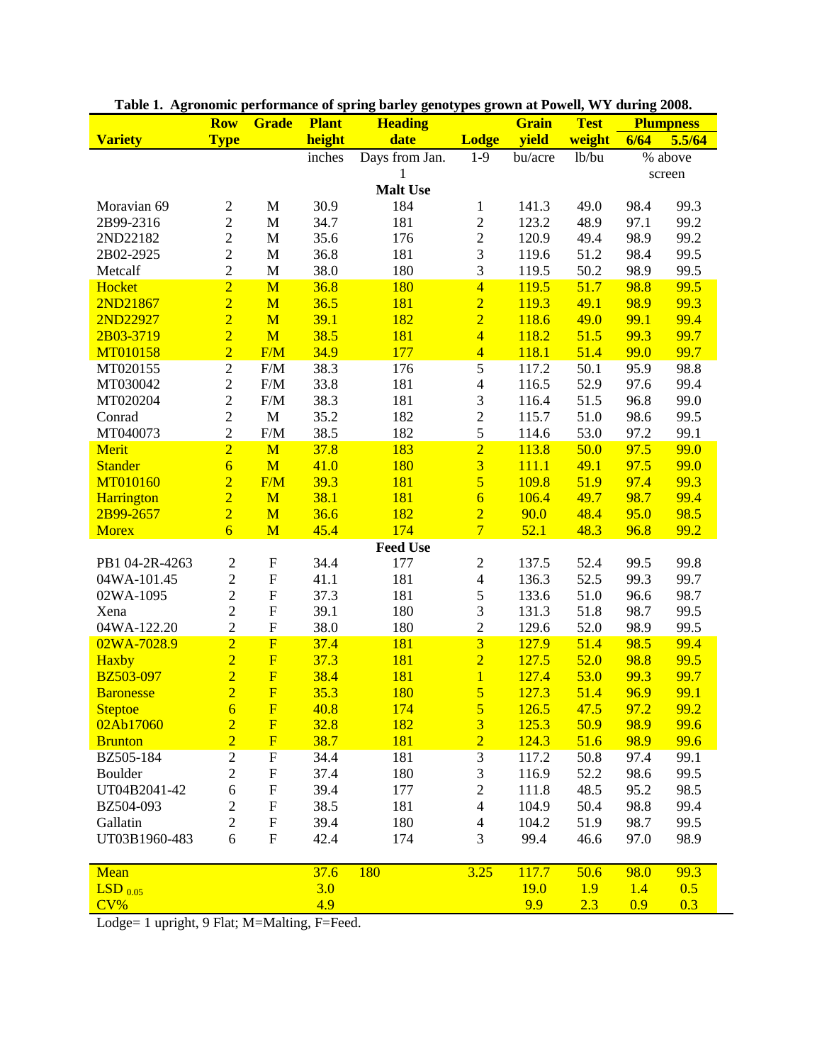**Table 1. Agronomic performance of spring barley genotypes grown at Powell, WY during 2008.**

| Variety | Row Type | Grade | Plant height | Heading date | Lodge | Grain yield | Test weight | Plumpness 6/64 | Plumpness 5.5/64 |
|---|---|---|---|---|---|---|---|---|---|
| | | | inches | Days from Jan. 1 | 1-9 | bu/acre | lb/bu | % above screen | |
| **Malt Use** | | | | | | | | | |
| Moravian 69 | 2 | M | 30.9 | 184 | 1 | 141.3 | 49.0 | 98.4 | 99.3 |
| 2B99-2316 | 2 | M | 34.7 | 181 | 2 | 123.2 | 48.9 | 97.1 | 99.2 |
| 2ND22182 | 2 | M | 35.6 | 176 | 2 | 120.9 | 49.4 | 98.9 | 99.2 |
| 2B02-2925 | 2 | M | 36.8 | 181 | 3 | 119.6 | 51.2 | 98.4 | 99.5 |
| Metcalf | 2 | M | 38.0 | 180 | 3 | 119.5 | 50.2 | 98.9 | 99.5 |
| Hocket | 2 | M | 36.8 | 180 | 4 | 119.5 | 51.7 | 98.8 | 99.5 |
| 2ND21867 | 2 | M | 36.5 | 181 | 2 | 119.3 | 49.1 | 98.9 | 99.3 |
| 2ND22927 | 2 | M | 39.1 | 182 | 2 | 118.6 | 49.0 | 99.1 | 99.4 |
| 2B03-3719 | 2 | M | 38.5 | 181 | 4 | 118.2 | 51.5 | 99.3 | 99.7 |
| MT010158 | 2 | F/M | 34.9 | 177 | 4 | 118.1 | 51.4 | 99.0 | 99.7 |
| MT020155 | 2 | F/M | 38.3 | 176 | 5 | 117.2 | 50.1 | 95.9 | 98.8 |
| MT030042 | 2 | F/M | 33.8 | 181 | 4 | 116.5 | 52.9 | 97.6 | 99.4 |
| MT020204 | 2 | F/M | 38.3 | 181 | 3 | 116.4 | 51.5 | 96.8 | 99.0 |
| Conrad | 2 | M | 35.2 | 182 | 2 | 115.7 | 51.0 | 98.6 | 99.5 |
| MT040073 | 2 | F/M | 38.5 | 182 | 5 | 114.6 | 53.0 | 97.2 | 99.1 |
| Merit | 2 | M | 37.8 | 183 | 2 | 113.8 | 50.0 | 97.5 | 99.0 |
| Stander | 6 | M | 41.0 | 180 | 3 | 111.1 | 49.1 | 97.5 | 99.0 |
| MT010160 | 2 | F/M | 39.3 | 181 | 5 | 109.8 | 51.9 | 97.4 | 99.3 |
| Harrington | 2 | M | 38.1 | 181 | 6 | 106.4 | 49.7 | 98.7 | 99.4 |
| 2B99-2657 | 2 | M | 36.6 | 182 | 2 | 90.0 | 48.4 | 95.0 | 98.5 |
| Morex | 6 | M | 45.4 | 174 | 7 | 52.1 | 48.3 | 96.8 | 99.2 |
| **Feed Use** | | | | | | | | | |
| PB1 04-2R-4263 | 2 | F | 34.4 | 177 | 2 | 137.5 | 52.4 | 99.5 | 99.8 |
| 04WA-101.45 | 2 | F | 41.1 | 181 | 4 | 136.3 | 52.5 | 99.3 | 99.7 |
| 02WA-1095 | 2 | F | 37.3 | 181 | 5 | 133.6 | 51.0 | 96.6 | 98.7 |
| Xena | 2 | F | 39.1 | 180 | 3 | 131.3 | 51.8 | 98.7 | 99.5 |
| 04WA-122.20 | 2 | F | 38.0 | 180 | 2 | 129.6 | 52.0 | 98.9 | 99.5 |
| 02WA-7028.9 | 2 | F | 37.4 | 181 | 3 | 127.9 | 51.4 | 98.5 | 99.4 |
| Haxby | 2 | F | 37.3 | 181 | 2 | 127.5 | 52.0 | 98.8 | 99.5 |
| BZ503-097 | 2 | F | 38.4 | 181 | 1 | 127.4 | 53.0 | 99.3 | 99.7 |
| Baronesse | 2 | F | 35.3 | 180 | 5 | 127.3 | 51.4 | 96.9 | 99.1 |
| Steptoe | 6 | F | 40.8 | 174 | 5 | 126.5 | 47.5 | 97.2 | 99.2 |
| 02Ab17060 | 2 | F | 32.8 | 182 | 3 | 125.3 | 50.9 | 98.9 | 99.6 |
| Brunton | 2 | F | 38.7 | 181 | 2 | 124.3 | 51.6 | 98.9 | 99.6 |
| BZ505-184 | 2 | F | 34.4 | 181 | 3 | 117.2 | 50.8 | 97.4 | 99.1 |
| Boulder | 2 | F | 37.4 | 180 | 3 | 116.9 | 52.2 | 98.6 | 99.5 |
| UT04B2041-42 | 6 | F | 39.4 | 177 | 2 | 111.8 | 48.5 | 95.2 | 98.5 |
| BZ504-093 | 2 | F | 38.5 | 181 | 4 | 104.9 | 50.4 | 98.8 | 99.4 |
| Gallatin | 2 | F | 39.4 | 180 | 4 | 104.2 | 51.9 | 98.7 | 99.5 |
| UT03B1960-483 | 6 | F | 42.4 | 174 | 3 | 99.4 | 46.6 | 97.0 | 98.9 |
| Mean | | | 37.6 | 180 | 3.25 | 117.7 | 50.6 | 98.0 | 99.3 |
| $LSD_{0.05}$ | | | 3.0 | | | 19.0 | 1.9 | 1.4 | 0.5 |
| CV% | | | 4.9 | | | 9.9 | 2.3 | 0.9 | 0.3 |

Lodge= 1 upright, 9 Flat; M=Malting, F=Feed.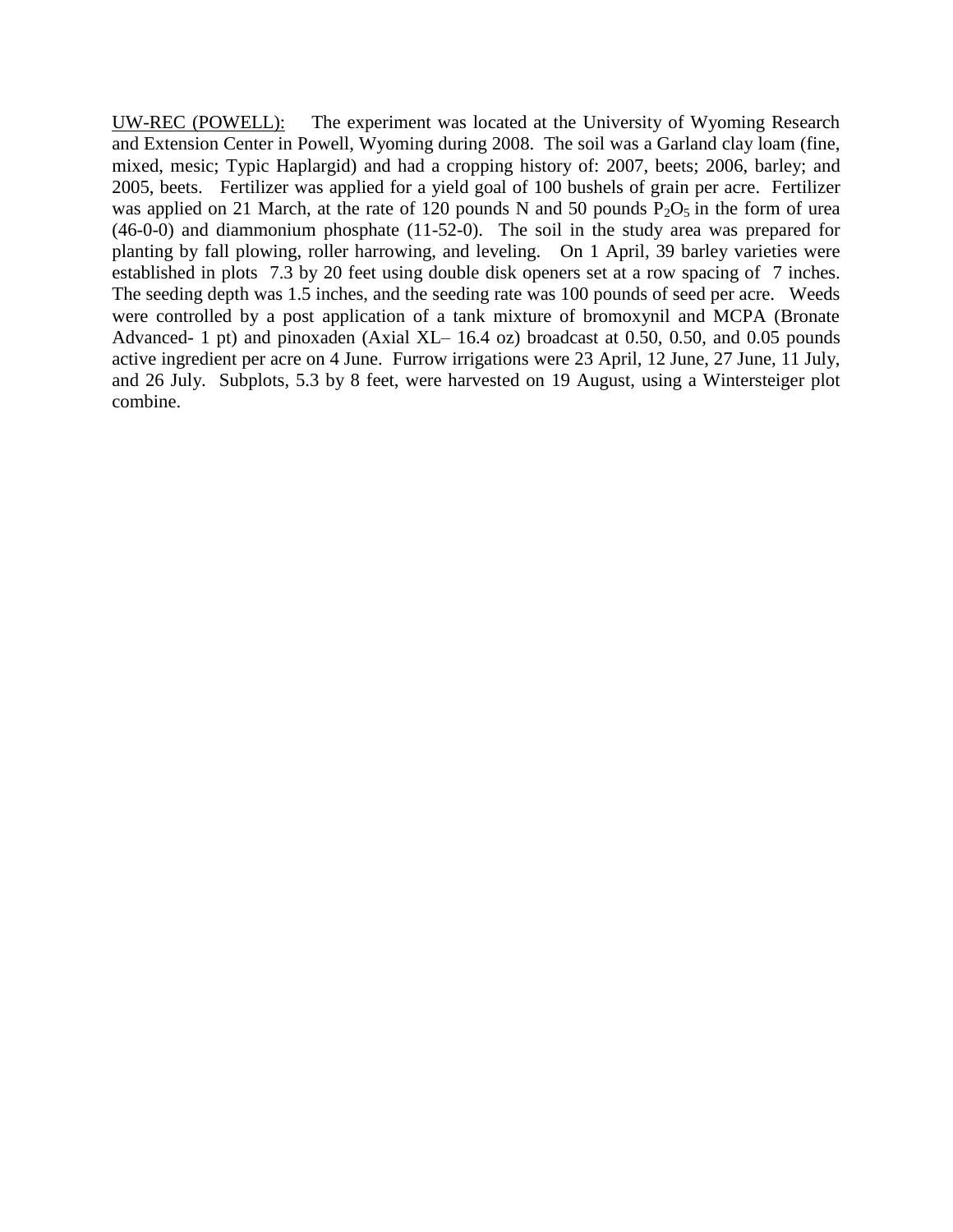<u>UW-REC (POWELL):</u> The experiment was located at the University of Wyoming Research and Extension Center in Powell, Wyoming during 2008. The soil was a Garland clay loam (fine, mixed, mesic; Typic Haplargid) and had a cropping history of: 2007, beets; 2006, barley; and 2005, beets. Fertilizer was applied for a yield goal of 100 bushels of grain per acre. Fertilizer was applied on 21 March, at the rate of 120 pounds N and 50 pounds $P_2O_5$ in the form of urea (46-0-0) and diammonium phosphate (11-52-0). The soil in the study area was prepared for planting by fall plowing, roller harrowing, and leveling. On 1 April, 39 barley varieties were established in plots 7.3 by 20 feet using double disk openers set at a row spacing of 7 inches. The seeding depth was 1.5 inches, and the seeding rate was 100 pounds of seed per acre. Weeds were controlled by a post application of a tank mixture of bromoxynil and MCPA (Bronate Advanced- 1 pt) and pinoxaden (Axial XL– 16.4 oz) broadcast at 0.50, 0.50, and 0.05 pounds active ingredient per acre on 4 June. Furrow irrigations were 23 April, 12 June, 27 June, 11 July, and 26 July. Subplots, 5.3 by 8 feet, were harvested on 19 August, using a Wintersteiger plot combine.